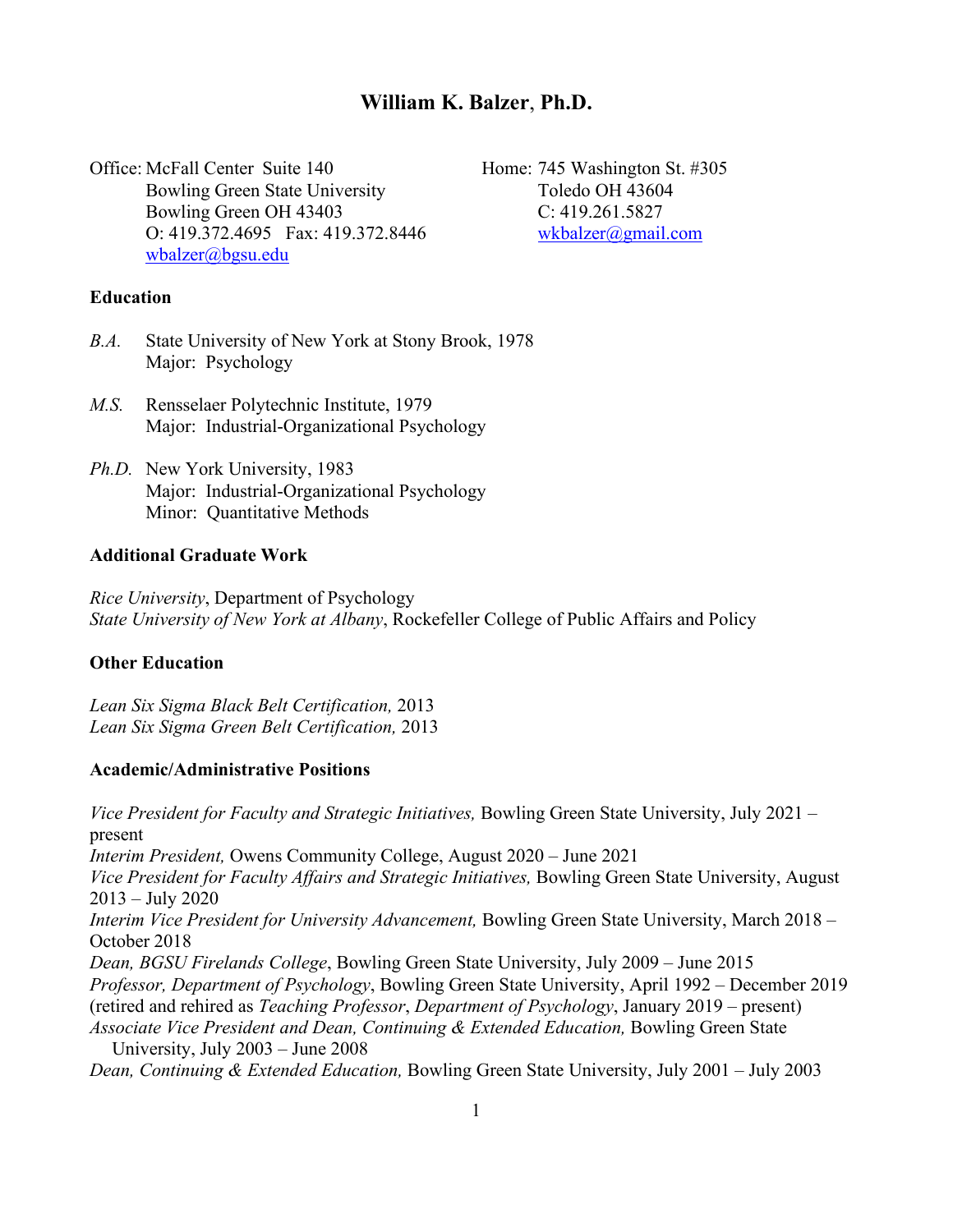# William K. Balzer, Ph.D.

Office: McFall Center Suite 140
Bowling Green State University
Bowling Green OH 43403
O: 419.372.4695 Fax: 419.372.8446
wbalzer@bgsu.edu

Home: 745 Washington St. #305
Toledo OH 43604
C: 419.261.5827
wkbalzer@gmail.com

## Education

*B.A.* State University of New York at Stony Brook, 1978
Major: Psychology

*M.S.* Rensselaer Polytechnic Institute, 1979
Major: Industrial-Organizational Psychology

*Ph.D.* New York University, 1983
Major: Industrial-Organizational Psychology
Minor: Quantitative Methods

## Additional Graduate Work

*Rice University*, Department of Psychology
*State University of New York at Albany*, Rockefeller College of Public Affairs and Policy

## Other Education

*Lean Six Sigma Black Belt Certification,* 2013
*Lean Six Sigma Green Belt Certification,* 2013

## Academic/Administrative Positions

*Vice President for Faculty and Strategic Initiatives,* Bowling Green State University, July 2021 – present
*Interim President,* Owens Community College, August 2020 – June 2021
*Vice President for Faculty Affairs and Strategic Initiatives,* Bowling Green State University, August 2013 – July 2020
*Interim Vice President for University Advancement,* Bowling Green State University, March 2018 – October 2018
*Dean, BGSU Firelands College*, Bowling Green State University, July 2009 – June 2015
*Professor, Department of Psychology*, Bowling Green State University, April 1992 – December 2019 (retired and rehired as *Teaching Professor*, *Department of Psychology*, January 2019 – present)
*Associate Vice President and Dean, Continuing & Extended Education,* Bowling Green State University, July 2003 – June 2008
*Dean, Continuing & Extended Education,* Bowling Green State University, July 2001 – July 2003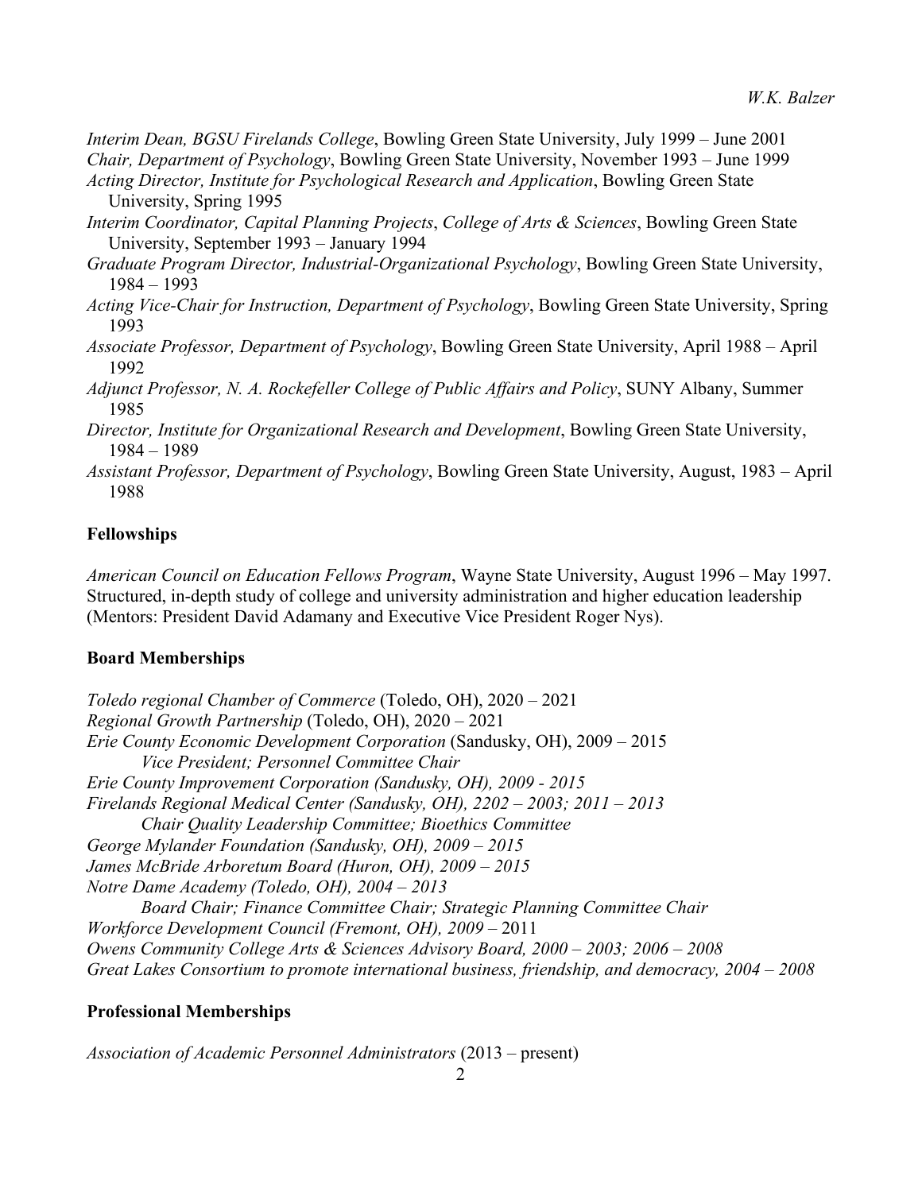*Interim Dean, BGSU Firelands College*, Bowling Green State University, July 1999 – June 2001
*Chair, Department of Psychology*, Bowling Green State University, November 1993 – June 1999
*Acting Director, Institute for Psychological Research and Application*, Bowling Green State University, Spring 1995
*Interim Coordinator, Capital Planning Projects*, *College of Arts & Sciences*, Bowling Green State University, September 1993 – January 1994
*Graduate Program Director, Industrial-Organizational Psychology*, Bowling Green State University, 1984 – 1993
*Acting Vice-Chair for Instruction, Department of Psychology*, Bowling Green State University, Spring 1993
*Associate Professor, Department of Psychology*, Bowling Green State University, April 1988 – April 1992
*Adjunct Professor, N. A. Rockefeller College of Public Affairs and Policy*, SUNY Albany, Summer 1985
*Director, Institute for Organizational Research and Development*, Bowling Green State University, 1984 – 1989
*Assistant Professor, Department of Psychology*, Bowling Green State University, August, 1983 – April 1988

**Fellowships**

*American Council on Education Fellows Program*, Wayne State University, August 1996 – May 1997. Structured, in-depth study of college and university administration and higher education leadership (Mentors: President David Adamany and Executive Vice President Roger Nys).

**Board Memberships**

*Toledo regional Chamber of Commerce* (Toledo, OH), 2020 – 2021
*Regional Growth Partnership* (Toledo, OH), 2020 – 2021
*Erie County Economic Development Corporation* (Sandusky, OH), 2009 – 2015
    *Vice President; Personnel Committee Chair*
*Erie County Improvement Corporation (Sandusky, OH), 2009 - 2015*
*Firelands Regional Medical Center (Sandusky, OH), 2202 – 2003; 2011 – 2013*
    *Chair Quality Leadership Committee; Bioethics Committee*
*George Mylander Foundation (Sandusky, OH), 2009 – 2015*
*James McBride Arboretum Board (Huron, OH), 2009 – 2015*
*Notre Dame Academy (Toledo, OH), 2004 – 2013*
    *Board Chair; Finance Committee Chair; Strategic Planning Committee Chair*
*Workforce Development Council (Fremont, OH), 2009* – 2011
*Owens Community College Arts & Sciences Advisory Board, 2000 – 2003; 2006 – 2008*
*Great Lakes Consortium to promote international business, friendship, and democracy, 2004 – 2008*

**Professional Memberships**

*Association of Academic Personnel Administrators* (2013 – present)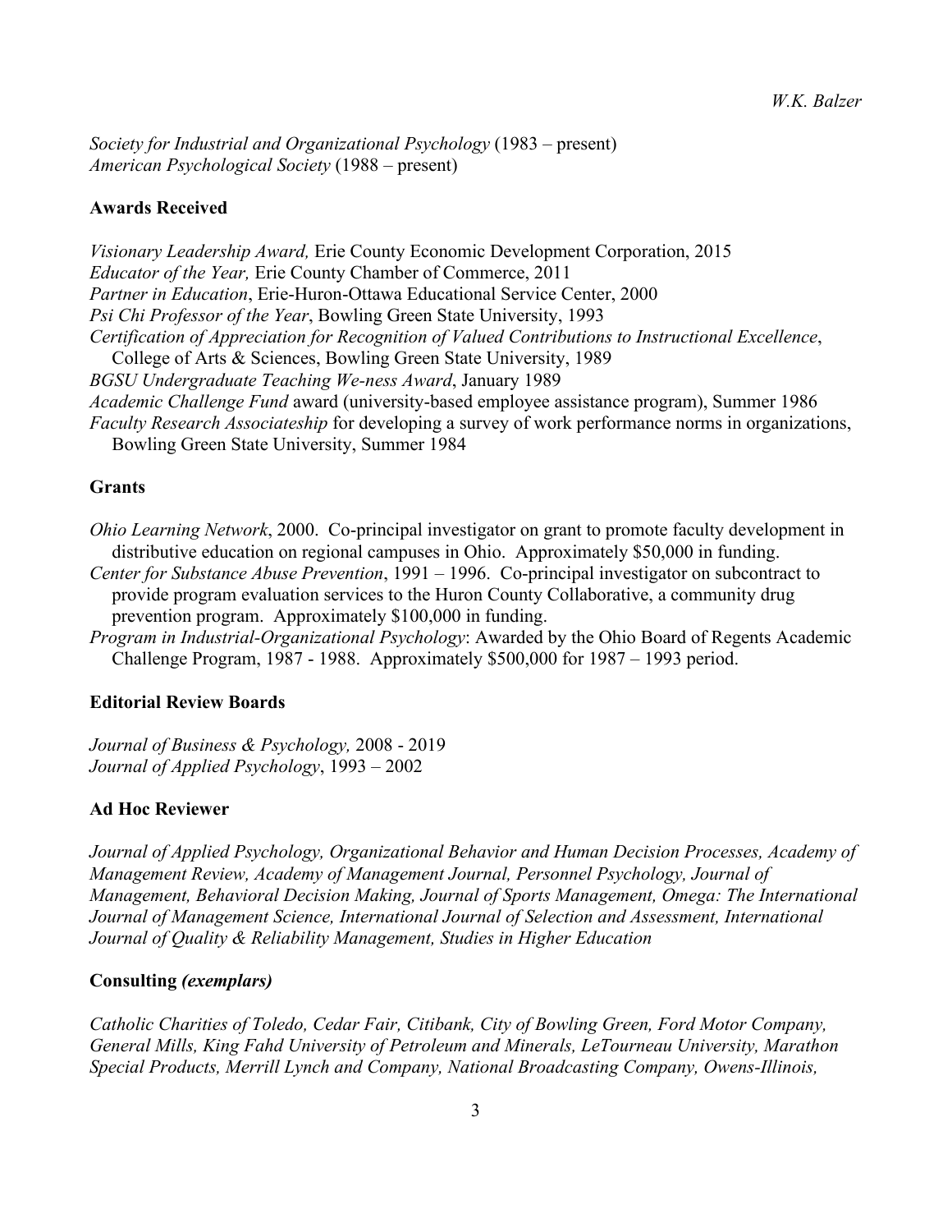*Society for Industrial and Organizational Psychology* (1983 – present)
*American Psychological Society* (1988 – present)

## Awards Received

*Visionary Leadership Award,* Erie County Economic Development Corporation, 2015
*Educator of the Year,* Erie County Chamber of Commerce, 2011
*Partner in Education*, Erie-Huron-Ottawa Educational Service Center, 2000
*Psi Chi Professor of the Year*, Bowling Green State University, 1993
*Certification of Appreciation for Recognition of Valued Contributions to Instructional Excellence*, College of Arts & Sciences, Bowling Green State University, 1989
*BGSU Undergraduate Teaching We-ness Award*, January 1989
*Academic Challenge Fund* award (university-based employee assistance program), Summer 1986
*Faculty Research Associateship* for developing a survey of work performance norms in organizations, Bowling Green State University, Summer 1984

## Grants

*Ohio Learning Network*, 2000. Co-principal investigator on grant to promote faculty development in distributive education on regional campuses in Ohio. Approximately $50,000 in funding.
*Center for Substance Abuse Prevention*, 1991 – 1996. Co-principal investigator on subcontract to provide program evaluation services to the Huron County Collaborative, a community drug prevention program. Approximately $100,000 in funding.
*Program in Industrial-Organizational Psychology*: Awarded by the Ohio Board of Regents Academic Challenge Program, 1987 - 1988. Approximately $500,000 for 1987 – 1993 period.

## Editorial Review Boards

*Journal of Business & Psychology,* 2008 - 2019
*Journal of Applied Psychology*, 1993 – 2002

## Ad Hoc Reviewer

*Journal of Applied Psychology, Organizational Behavior and Human Decision Processes, Academy of Management Review, Academy of Management Journal, Personnel Psychology, Journal of Management, Behavioral Decision Making, Journal of Sports Management, Omega: The International Journal of Management Science, International Journal of Selection and Assessment, International Journal of Quality & Reliability Management, Studies in Higher Education*

## Consulting *(exemplars)*

*Catholic Charities of Toledo, Cedar Fair, Citibank, City of Bowling Green, Ford Motor Company, General Mills, King Fahd University of Petroleum and Minerals, LeTourneau University, Marathon Special Products, Merrill Lynch and Company, National Broadcasting Company, Owens-Illinois,*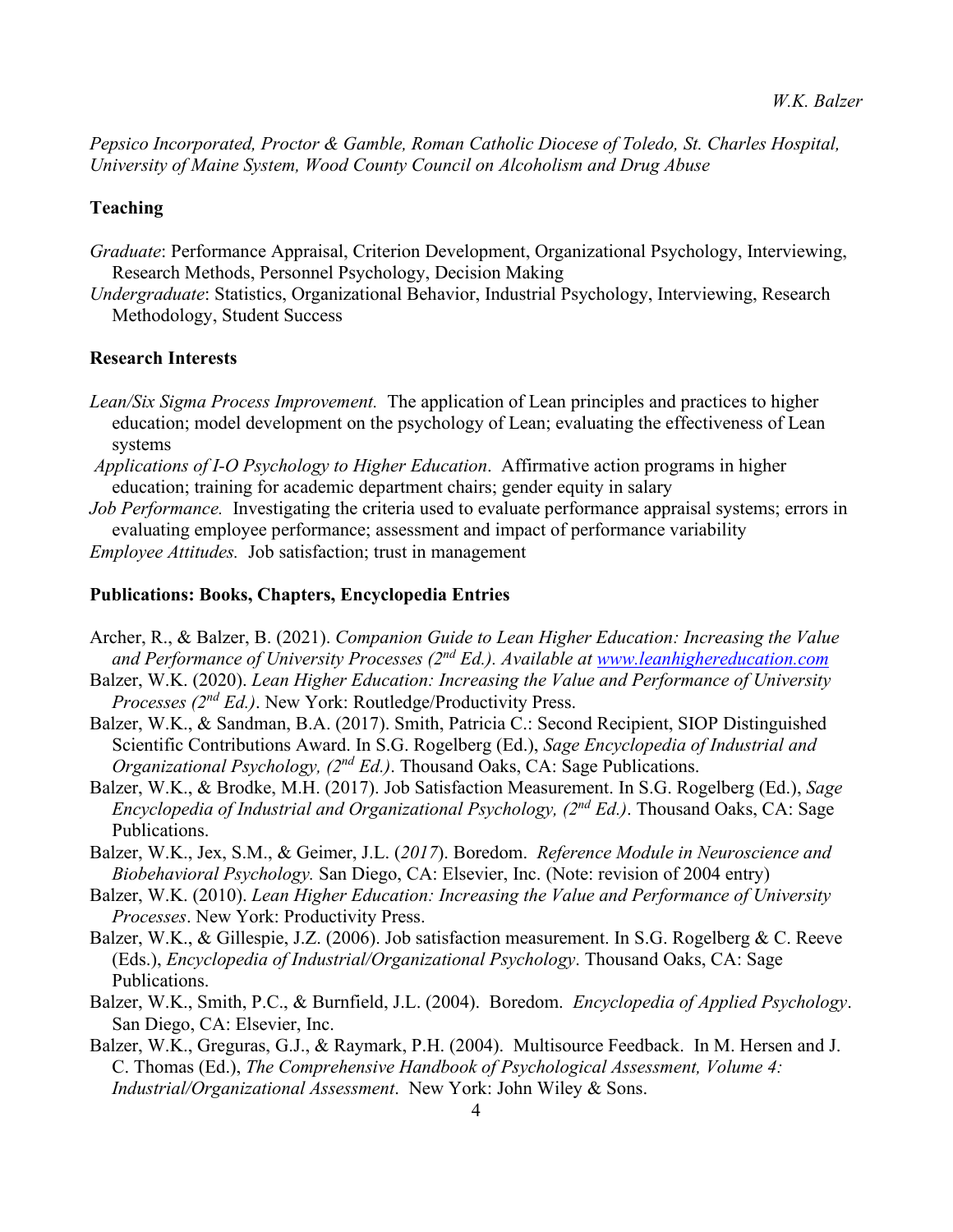*Pepsico Incorporated, Proctor & Gamble, Roman Catholic Diocese of Toledo, St. Charles Hospital, University of Maine System, Wood County Council on Alcoholism and Drug Abuse*

**Teaching**

*Graduate*: Performance Appraisal, Criterion Development, Organizational Psychology, Interviewing, Research Methods, Personnel Psychology, Decision Making

*Undergraduate*: Statistics, Organizational Behavior, Industrial Psychology, Interviewing, Research Methodology, Student Success

**Research Interests**

*Lean/Six Sigma Process Improvement.* The application of Lean principles and practices to higher education; model development on the psychology of Lean; evaluating the effectiveness of Lean systems

*Applications of I-O Psychology to Higher Education*. Affirmative action programs in higher education; training for academic department chairs; gender equity in salary

*Job Performance.* Investigating the criteria used to evaluate performance appraisal systems; errors in evaluating employee performance; assessment and impact of performance variability

*Employee Attitudes.* Job satisfaction; trust in management

**Publications: Books, Chapters, Encyclopedia Entries**

Archer, R., & Balzer, B. (2021). *Companion Guide to Lean Higher Education: Increasing the Value and Performance of University Processes (2nd Ed.). Available at [www.leanhighereducation.com](www.leanhighereducation.com)*

Balzer, W.K. (2020). *Lean Higher Education: Increasing the Value and Performance of University Processes (2nd Ed.)*. New York: Routledge/Productivity Press.

Balzer, W.K., & Sandman, B.A. (2017). Smith, Patricia C.: Second Recipient, SIOP Distinguished Scientific Contributions Award. In S.G. Rogelberg (Ed.), *Sage Encyclopedia of Industrial and Organizational Psychology, (2nd Ed.)*. Thousand Oaks, CA: Sage Publications.

Balzer, W.K., & Brodke, M.H. (2017). Job Satisfaction Measurement. In S.G. Rogelberg (Ed.), *Sage Encyclopedia of Industrial and Organizational Psychology, (2nd Ed.)*. Thousand Oaks, CA: Sage Publications.

Balzer, W.K., Jex, S.M., & Geimer, J.L. (*2017*). Boredom. *Reference Module in Neuroscience and Biobehavioral Psychology.* San Diego, CA: Elsevier, Inc. (Note: revision of 2004 entry)

Balzer, W.K. (2010). *Lean Higher Education: Increasing the Value and Performance of University Processes*. New York: Productivity Press.

Balzer, W.K., & Gillespie, J.Z. (2006). Job satisfaction measurement. In S.G. Rogelberg & C. Reeve (Eds.), *Encyclopedia of Industrial/Organizational Psychology*. Thousand Oaks, CA: Sage Publications.

Balzer, W.K., Smith, P.C., & Burnfield, J.L. (2004). Boredom. *Encyclopedia of Applied Psychology*. San Diego, CA: Elsevier, Inc.

Balzer, W.K., Greguras, G.J., & Raymark, P.H. (2004). Multisource Feedback. In M. Hersen and J. C. Thomas (Ed.), *The Comprehensive Handbook of Psychological Assessment, Volume 4: Industrial/Organizational Assessment*. New York: John Wiley & Sons.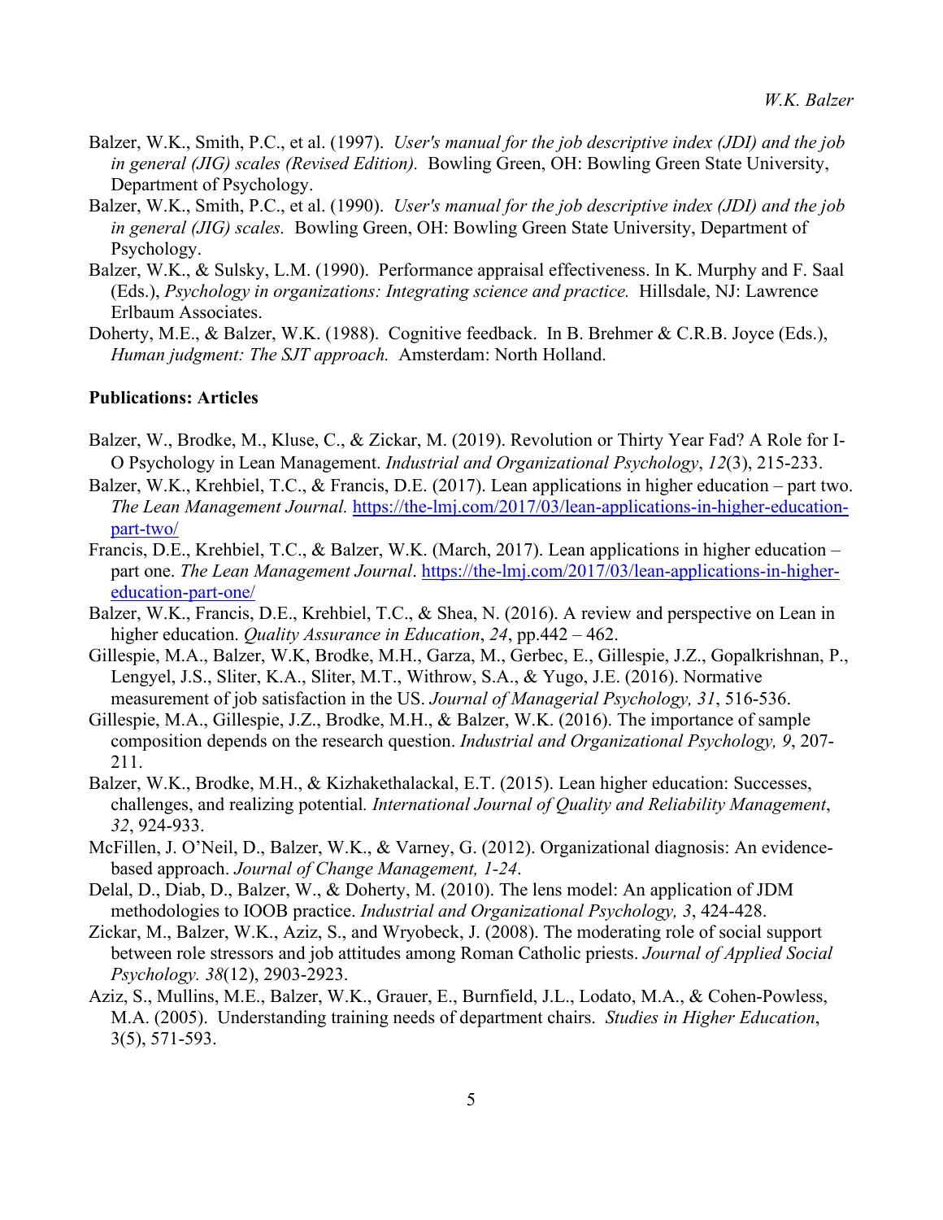Balzer, W.K., Smith, P.C., et al. (1997). *User's manual for the job descriptive index (JDI) and the job in general (JIG) scales (Revised Edition).* Bowling Green, OH: Bowling Green State University, Department of Psychology.

Balzer, W.K., Smith, P.C., et al. (1990). *User's manual for the job descriptive index (JDI) and the job in general (JIG) scales.* Bowling Green, OH: Bowling Green State University, Department of Psychology.

Balzer, W.K., & Sulsky, L.M. (1990). Performance appraisal effectiveness. In K. Murphy and F. Saal (Eds.), *Psychology in organizations: Integrating science and practice.* Hillsdale, NJ: Lawrence Erlbaum Associates.

Doherty, M.E., & Balzer, W.K. (1988). Cognitive feedback. In B. Brehmer & C.R.B. Joyce (Eds.), *Human judgment: The SJT approach.* Amsterdam: North Holland.

**Publications: Articles**

Balzer, W., Brodke, M., Kluse, C., & Zickar, M. (2019). Revolution or Thirty Year Fad? A Role for I-O Psychology in Lean Management. *Industrial and Organizational Psychology*, *12*(3), 215-233.

Balzer, W.K., Krehbiel, T.C., & Francis, D.E. (2017). Lean applications in higher education – part two. *The Lean Management Journal.* https://the-lmj.com/2017/03/lean-applications-in-higher-education-part-two/

Francis, D.E., Krehbiel, T.C., & Balzer, W.K. (March, 2017). Lean applications in higher education – part one. *The Lean Management Journal*. https://the-lmj.com/2017/03/lean-applications-in-higher-education-part-one/

Balzer, W.K., Francis, D.E., Krehbiel, T.C., & Shea, N. (2016). A review and perspective on Lean in higher education. *Quality Assurance in Education*, *24*, pp.442 – 462.

Gillespie, M.A., Balzer, W.K, Brodke, M.H., Garza, M., Gerbec, E., Gillespie, J.Z., Gopalkrishnan, P., Lengyel, J.S., Sliter, K.A., Sliter, M.T., Withrow, S.A., & Yugo, J.E. (2016). Normative measurement of job satisfaction in the US. *Journal of Managerial Psychology, 31*, 516-536.

Gillespie, M.A., Gillespie, J.Z., Brodke, M.H., & Balzer, W.K. (2016). The importance of sample composition depends on the research question. *Industrial and Organizational Psychology, 9*, 207-211.

Balzer, W.K., Brodke, M.H., & Kizhakethalackal, E.T. (2015). Lean higher education: Successes, challenges, and realizing potential. *International Journal of Quality and Reliability Management*, *32*, 924-933.

McFillen, J. O'Neil, D., Balzer, W.K., & Varney, G. (2012). Organizational diagnosis: An evidence-based approach. *Journal of Change Management, 1-24*.

Delal, D., Diab, D., Balzer, W., & Doherty, M. (2010). The lens model: An application of JDM methodologies to IOOB practice. *Industrial and Organizational Psychology, 3*, 424-428.

Zickar, M., Balzer, W.K., Aziz, S., and Wryobeck, J. (2008). The moderating role of social support between role stressors and job attitudes among Roman Catholic priests. *Journal of Applied Social Psychology. 38*(12), 2903-2923.

Aziz, S., Mullins, M.E., Balzer, W.K., Grauer, E., Burnfield, J.L., Lodato, M.A., & Cohen-Powless, M.A. (2005). Understanding training needs of department chairs. *Studies in Higher Education*, 3(5), 571-593.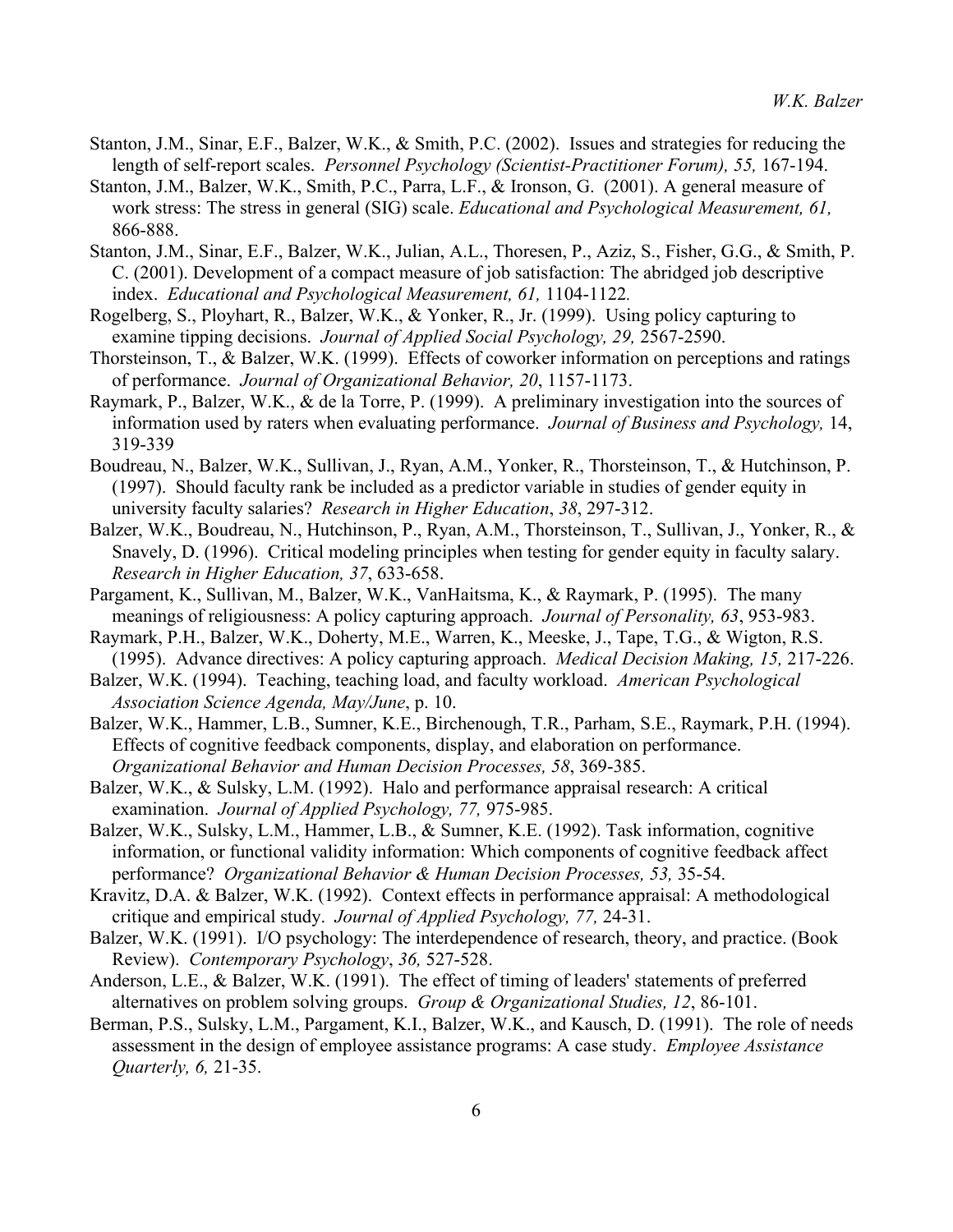Stanton, J.M., Sinar, E.F., Balzer, W.K., & Smith, P.C. (2002). Issues and strategies for reducing the length of self-report scales. *Personnel Psychology (Scientist-Practitioner Forum), 55,* 167-194.

Stanton, J.M., Balzer, W.K., Smith, P.C., Parra, L.F., & Ironson, G. (2001). A general measure of work stress: The stress in general (SIG) scale. *Educational and Psychological Measurement, 61,* 866-888.

Stanton, J.M., Sinar, E.F., Balzer, W.K., Julian, A.L., Thoresen, P., Aziz, S., Fisher, G.G., & Smith, P. C. (2001). Development of a compact measure of job satisfaction: The abridged job descriptive index. *Educational and Psychological Measurement, 61,* 1104-1122.

Rogelberg, S., Ployhart, R., Balzer, W.K., & Yonker, R., Jr. (1999). Using policy capturing to examine tipping decisions. *Journal of Applied Social Psychology, 29,* 2567-2590.

Thorsteinson, T., & Balzer, W.K. (1999). Effects of coworker information on perceptions and ratings of performance. *Journal of Organizational Behavior, 20*, 1157-1173.

Raymark, P., Balzer, W.K., & de la Torre, P. (1999). A preliminary investigation into the sources of information used by raters when evaluating performance. *Journal of Business and Psychology,* 14, 319-339

Boudreau, N., Balzer, W.K., Sullivan, J., Ryan, A.M., Yonker, R., Thorsteinson, T., & Hutchinson, P. (1997). Should faculty rank be included as a predictor variable in studies of gender equity in university faculty salaries? *Research in Higher Education*, *38*, 297-312.

Balzer, W.K., Boudreau, N., Hutchinson, P., Ryan, A.M., Thorsteinson, T., Sullivan, J., Yonker, R., & Snavely, D. (1996). Critical modeling principles when testing for gender equity in faculty salary. *Research in Higher Education, 37*, 633-658.

Pargament, K., Sullivan, M., Balzer, W.K., VanHaitsma, K., & Raymark, P. (1995). The many meanings of religiousness: A policy capturing approach. *Journal of Personality, 63*, 953-983.

Raymark, P.H., Balzer, W.K., Doherty, M.E., Warren, K., Meeske, J., Tape, T.G., & Wigton, R.S. (1995). Advance directives: A policy capturing approach. *Medical Decision Making, 15,* 217-226.

Balzer, W.K. (1994). Teaching, teaching load, and faculty workload. *American Psychological Association Science Agenda, May/June*, p. 10.

Balzer, W.K., Hammer, L.B., Sumner, K.E., Birchenough, T.R., Parham, S.E., Raymark, P.H. (1994). Effects of cognitive feedback components, display, and elaboration on performance. *Organizational Behavior and Human Decision Processes, 58*, 369-385.

Balzer, W.K., & Sulsky, L.M. (1992). Halo and performance appraisal research: A critical examination. *Journal of Applied Psychology, 77,* 975-985.

Balzer, W.K., Sulsky, L.M., Hammer, L.B., & Sumner, K.E. (1992). Task information, cognitive information, or functional validity information: Which components of cognitive feedback affect performance? *Organizational Behavior & Human Decision Processes, 53,* 35-54.

Kravitz, D.A. & Balzer, W.K. (1992). Context effects in performance appraisal: A methodological critique and empirical study. *Journal of Applied Psychology, 77,* 24-31.

Balzer, W.K. (1991). I/O psychology: The interdependence of research, theory, and practice. (Book Review). *Contemporary Psychology*, *36,* 527-528.

Anderson, L.E., & Balzer, W.K. (1991). The effect of timing of leaders' statements of preferred alternatives on problem solving groups. *Group & Organizational Studies, 12*, 86-101.

Berman, P.S., Sulsky, L.M., Pargament, K.I., Balzer, W.K., and Kausch, D. (1991). The role of needs assessment in the design of employee assistance programs: A case study. *Employee Assistance Quarterly, 6,* 21-35.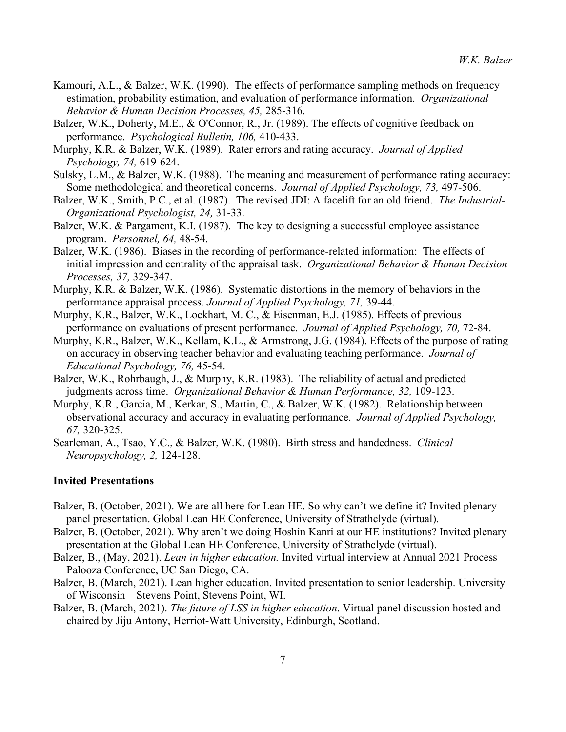Kamouri, A.L., & Balzer, W.K. (1990). The effects of performance sampling methods on frequency estimation, probability estimation, and evaluation of performance information. *Organizational Behavior & Human Decision Processes, 45,* 285-316.

Balzer, W.K., Doherty, M.E., & O'Connor, R., Jr. (1989). The effects of cognitive feedback on performance. *Psychological Bulletin, 106,* 410-433.

Murphy, K.R. & Balzer, W.K. (1989). Rater errors and rating accuracy. *Journal of Applied Psychology, 74,* 619-624.

Sulsky, L.M., & Balzer, W.K. (1988). The meaning and measurement of performance rating accuracy: Some methodological and theoretical concerns. *Journal of Applied Psychology, 73,* 497-506.

Balzer, W.K., Smith, P.C., et al. (1987). The revised JDI: A facelift for an old friend. *The Industrial-Organizational Psychologist, 24,* 31-33.

Balzer, W.K. & Pargament, K.I. (1987). The key to designing a successful employee assistance program. *Personnel, 64,* 48-54.

Balzer, W.K. (1986). Biases in the recording of performance-related information: The effects of initial impression and centrality of the appraisal task. *Organizational Behavior & Human Decision Processes, 37,* 329-347.

Murphy, K.R. & Balzer, W.K. (1986). Systematic distortions in the memory of behaviors in the performance appraisal process. *Journal of Applied Psychology, 71,* 39-44.

Murphy, K.R., Balzer, W.K., Lockhart, M. C., & Eisenman, E.J. (1985). Effects of previous performance on evaluations of present performance. *Journal of Applied Psychology, 70,* 72-84.

Murphy, K.R., Balzer, W.K., Kellam, K.L., & Armstrong, J.G. (1984). Effects of the purpose of rating on accuracy in observing teacher behavior and evaluating teaching performance. *Journal of Educational Psychology, 76,* 45-54.

Balzer, W.K., Rohrbaugh, J., & Murphy, K.R. (1983). The reliability of actual and predicted judgments across time. *Organizational Behavior & Human Performance, 32,* 109-123.

Murphy, K.R., Garcia, M., Kerkar, S., Martin, C., & Balzer, W.K. (1982). Relationship between observational accuracy and accuracy in evaluating performance. *Journal of Applied Psychology, 67,* 320-325.

Searleman, A., Tsao, Y.C., & Balzer, W.K. (1980). Birth stress and handedness. *Clinical Neuropsychology, 2,* 124-128.

### Invited Presentations

Balzer, B. (October, 2021). We are all here for Lean HE. So why can't we define it? Invited plenary panel presentation. Global Lean HE Conference, University of Strathclyde (virtual).

Balzer, B. (October, 2021). Why aren't we doing Hoshin Kanri at our HE institutions? Invited plenary presentation at the Global Lean HE Conference, University of Strathclyde (virtual).

Balzer, B., (May, 2021). *Lean in higher education.* Invited virtual interview at Annual 2021 Process Palooza Conference, UC San Diego, CA.

Balzer, B. (March, 2021). Lean higher education. Invited presentation to senior leadership. University of Wisconsin – Stevens Point, Stevens Point, WI.

Balzer, B. (March, 2021). *The future of LSS in higher education*. Virtual panel discussion hosted and chaired by Jiju Antony, Herriot-Watt University, Edinburgh, Scotland.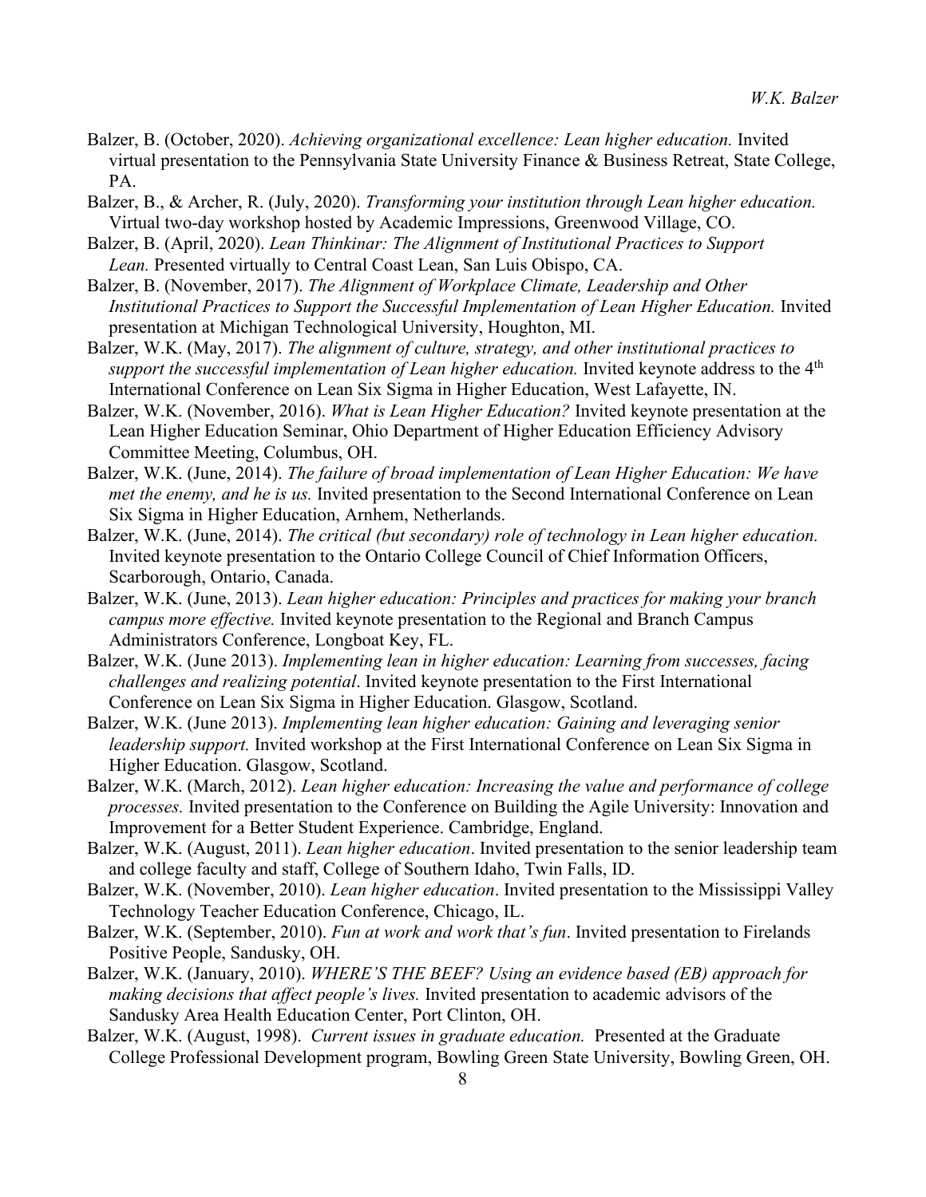Balzer, B. (October, 2020). *Achieving organizational excellence: Lean higher education.* Invited virtual presentation to the Pennsylvania State University Finance & Business Retreat, State College, PA.

Balzer, B., & Archer, R. (July, 2020). *Transforming your institution through Lean higher education.* Virtual two-day workshop hosted by Academic Impressions, Greenwood Village, CO.

Balzer, B. (April, 2020). *Lean Thinkinar: The Alignment of Institutional Practices to Support Lean.* Presented virtually to Central Coast Lean, San Luis Obispo, CA.

Balzer, B. (November, 2017). *The Alignment of Workplace Climate, Leadership and Other Institutional Practices to Support the Successful Implementation of Lean Higher Education.* Invited presentation at Michigan Technological University, Houghton, MI.

Balzer, W.K. (May, 2017). *The alignment of culture, strategy, and other institutional practices to support the successful implementation of Lean higher education.* Invited keynote address to the 4th International Conference on Lean Six Sigma in Higher Education, West Lafayette, IN.

Balzer, W.K. (November, 2016). *What is Lean Higher Education?* Invited keynote presentation at the Lean Higher Education Seminar, Ohio Department of Higher Education Efficiency Advisory Committee Meeting, Columbus, OH.

Balzer, W.K. (June, 2014). *The failure of broad implementation of Lean Higher Education: We have met the enemy, and he is us.* Invited presentation to the Second International Conference on Lean Six Sigma in Higher Education, Arnhem, Netherlands.

Balzer, W.K. (June, 2014). *The critical (but secondary) role of technology in Lean higher education.* Invited keynote presentation to the Ontario College Council of Chief Information Officers, Scarborough, Ontario, Canada.

Balzer, W.K. (June, 2013). *Lean higher education: Principles and practices for making your branch campus more effective.* Invited keynote presentation to the Regional and Branch Campus Administrators Conference, Longboat Key, FL.

Balzer, W.K. (June 2013). *Implementing lean in higher education: Learning from successes, facing challenges and realizing potential*. Invited keynote presentation to the First International Conference on Lean Six Sigma in Higher Education. Glasgow, Scotland.

Balzer, W.K. (June 2013). *Implementing lean higher education: Gaining and leveraging senior leadership support.* Invited workshop at the First International Conference on Lean Six Sigma in Higher Education. Glasgow, Scotland.

Balzer, W.K. (March, 2012). *Lean higher education: Increasing the value and performance of college processes.* Invited presentation to the Conference on Building the Agile University: Innovation and Improvement for a Better Student Experience. Cambridge, England.

Balzer, W.K. (August, 2011). *Lean higher education*. Invited presentation to the senior leadership team and college faculty and staff, College of Southern Idaho, Twin Falls, ID.

Balzer, W.K. (November, 2010). *Lean higher education*. Invited presentation to the Mississippi Valley Technology Teacher Education Conference, Chicago, IL.

Balzer, W.K. (September, 2010). *Fun at work and work that's fun*. Invited presentation to Firelands Positive People, Sandusky, OH.

Balzer, W.K. (January, 2010). *WHERE'S THE BEEF? Using an evidence based (EB) approach for making decisions that affect people's lives.* Invited presentation to academic advisors of the Sandusky Area Health Education Center, Port Clinton, OH.

Balzer, W.K. (August, 1998). *Current issues in graduate education.* Presented at the Graduate College Professional Development program, Bowling Green State University, Bowling Green, OH.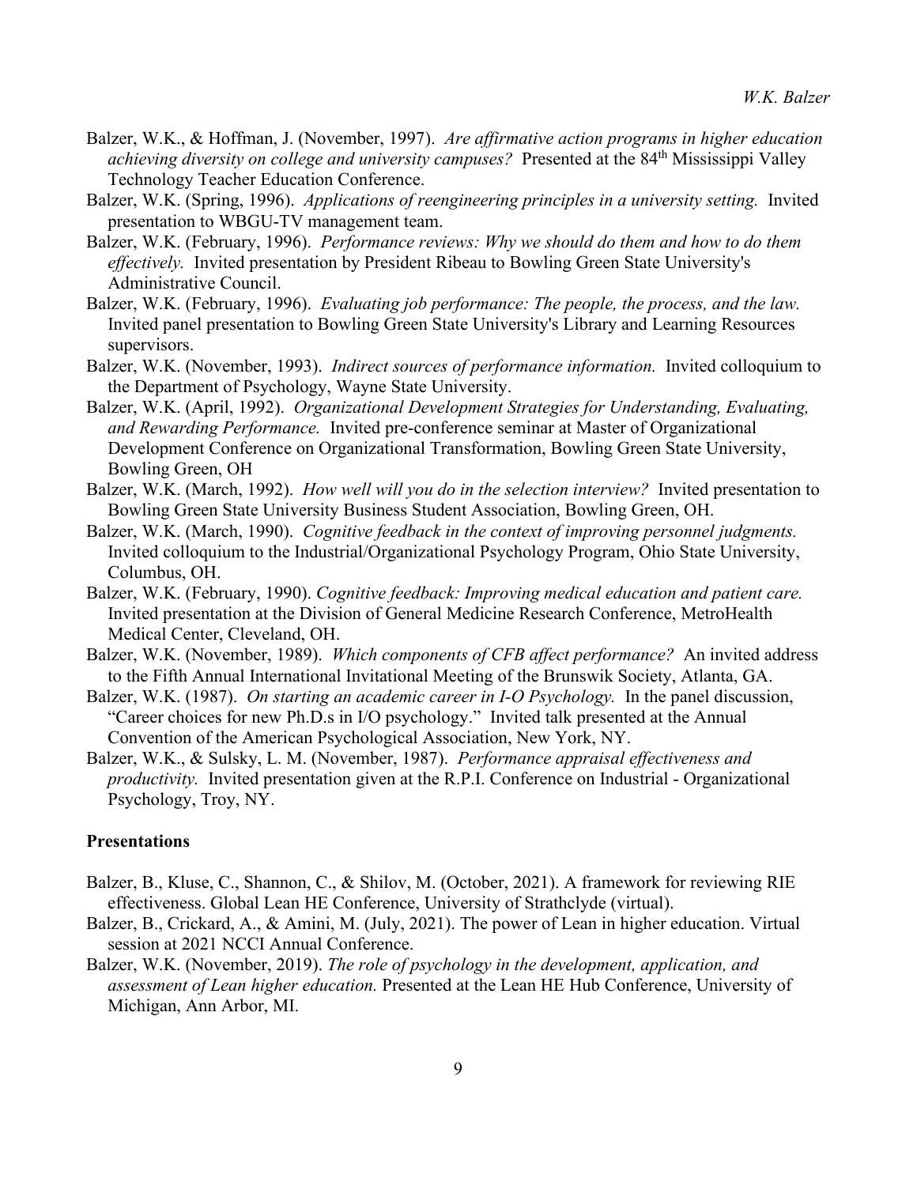Balzer, W.K., & Hoffman, J. (November, 1997). *Are affirmative action programs in higher education achieving diversity on college and university campuses?* Presented at the 84th Mississippi Valley Technology Teacher Education Conference.

Balzer, W.K. (Spring, 1996). *Applications of reengineering principles in a university setting.* Invited presentation to WBGU-TV management team.

Balzer, W.K. (February, 1996). *Performance reviews: Why we should do them and how to do them effectively.* Invited presentation by President Ribeau to Bowling Green State University's Administrative Council.

Balzer, W.K. (February, 1996). *Evaluating job performance: The people, the process, and the law.* Invited panel presentation to Bowling Green State University's Library and Learning Resources supervisors.

Balzer, W.K. (November, 1993). *Indirect sources of performance information.* Invited colloquium to the Department of Psychology, Wayne State University.

Balzer, W.K. (April, 1992). *Organizational Development Strategies for Understanding, Evaluating, and Rewarding Performance.* Invited pre-conference seminar at Master of Organizational Development Conference on Organizational Transformation, Bowling Green State University, Bowling Green, OH

Balzer, W.K. (March, 1992). *How well will you do in the selection interview?* Invited presentation to Bowling Green State University Business Student Association, Bowling Green, OH.

Balzer, W.K. (March, 1990). *Cognitive feedback in the context of improving personnel judgments.* Invited colloquium to the Industrial/Organizational Psychology Program, Ohio State University, Columbus, OH.

Balzer, W.K. (February, 1990). *Cognitive feedback: Improving medical education and patient care.* Invited presentation at the Division of General Medicine Research Conference, MetroHealth Medical Center, Cleveland, OH.

Balzer, W.K. (November, 1989). *Which components of CFB affect performance?* An invited address to the Fifth Annual International Invitational Meeting of the Brunswik Society, Atlanta, GA.

Balzer, W.K. (1987). *On starting an academic career in I-O Psychology.* In the panel discussion, "Career choices for new Ph.D.s in I/O psychology." Invited talk presented at the Annual Convention of the American Psychological Association, New York, NY.

Balzer, W.K., & Sulsky, L. M. (November, 1987). *Performance appraisal effectiveness and productivity.* Invited presentation given at the R.P.I. Conference on Industrial - Organizational Psychology, Troy, NY.

### Presentations

Balzer, B., Kluse, C., Shannon, C., & Shilov, M. (October, 2021). A framework for reviewing RIE effectiveness. Global Lean HE Conference, University of Strathclyde (virtual).

Balzer, B., Crickard, A., & Amini, M. (July, 2021). The power of Lean in higher education. Virtual session at 2021 NCCI Annual Conference.

Balzer, W.K. (November, 2019). *The role of psychology in the development, application, and assessment of Lean higher education.* Presented at the Lean HE Hub Conference, University of Michigan, Ann Arbor, MI.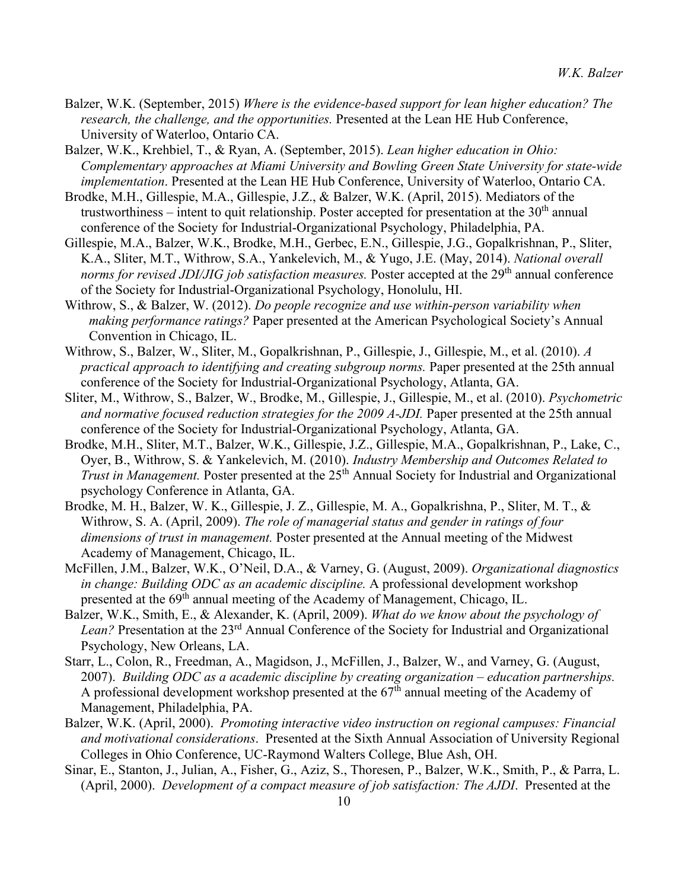Balzer, W.K. (September, 2015) *Where is the evidence-based support for lean higher education? The research, the challenge, and the opportunities.* Presented at the Lean HE Hub Conference, University of Waterloo, Ontario CA.

Balzer, W.K., Krehbiel, T., & Ryan, A. (September, 2015). *Lean higher education in Ohio: Complementary approaches at Miami University and Bowling Green State University for state-wide implementation*. Presented at the Lean HE Hub Conference, University of Waterloo, Ontario CA.

Brodke, M.H., Gillespie, M.A., Gillespie, J.Z., & Balzer, W.K. (April, 2015). Mediators of the trustworthiness – intent to quit relationship. Poster accepted for presentation at the 30th annual conference of the Society for Industrial-Organizational Psychology, Philadelphia, PA.

Gillespie, M.A., Balzer, W.K., Brodke, M.H., Gerbec, E.N., Gillespie, J.G., Gopalkrishnan, P., Sliter, K.A., Sliter, M.T., Withrow, S.A., Yankelevich, M., & Yugo, J.E. (May, 2014). *National overall norms for revised JDI/JIG job satisfaction measures.* Poster accepted at the 29th annual conference of the Society for Industrial-Organizational Psychology, Honolulu, HI.

Withrow, S., & Balzer, W. (2012). *Do people recognize and use within-person variability when making performance ratings?* Paper presented at the American Psychological Society's Annual Convention in Chicago, IL.

Withrow, S., Balzer, W., Sliter, M., Gopalkrishnan, P., Gillespie, J., Gillespie, M., et al. (2010). *A practical approach to identifying and creating subgroup norms.* Paper presented at the 25th annual conference of the Society for Industrial-Organizational Psychology, Atlanta, GA.

Sliter, M., Withrow, S., Balzer, W., Brodke, M., Gillespie, J., Gillespie, M., et al. (2010). *Psychometric and normative focused reduction strategies for the 2009 A-JDI.* Paper presented at the 25th annual conference of the Society for Industrial-Organizational Psychology, Atlanta, GA.

Brodke, M.H., Sliter, M.T., Balzer, W.K., Gillespie, J.Z., Gillespie, M.A., Gopalkrishnan, P., Lake, C., Oyer, B., Withrow, S. & Yankelevich, M. (2010). *Industry Membership and Outcomes Related to Trust in Management.* Poster presented at the 25th Annual Society for Industrial and Organizational psychology Conference in Atlanta, GA.

Brodke, M. H., Balzer, W. K., Gillespie, J. Z., Gillespie, M. A., Gopalkrishna, P., Sliter, M. T., & Withrow, S. A. (April, 2009). *The role of managerial status and gender in ratings of four dimensions of trust in management.* Poster presented at the Annual meeting of the Midwest Academy of Management, Chicago, IL.

McFillen, J.M., Balzer, W.K., O'Neil, D.A., & Varney, G. (August, 2009). *Organizational diagnostics in change: Building ODC as an academic discipline.* A professional development workshop presented at the 69th annual meeting of the Academy of Management, Chicago, IL.

Balzer, W.K., Smith, E., & Alexander, K. (April, 2009). *What do we know about the psychology of Lean?* Presentation at the 23rd Annual Conference of the Society for Industrial and Organizational Psychology, New Orleans, LA.

Starr, L., Colon, R., Freedman, A., Magidson, J., McFillen, J., Balzer, W., and Varney, G. (August, 2007). *Building ODC as a academic discipline by creating organization – education partnerships.* A professional development workshop presented at the 67th annual meeting of the Academy of Management, Philadelphia, PA.

Balzer, W.K. (April, 2000). *Promoting interactive video instruction on regional campuses: Financial and motivational considerations*. Presented at the Sixth Annual Association of University Regional Colleges in Ohio Conference, UC-Raymond Walters College, Blue Ash, OH.

Sinar, E., Stanton, J., Julian, A., Fisher, G., Aziz, S., Thoresen, P., Balzer, W.K., Smith, P., & Parra, L. (April, 2000). *Development of a compact measure of job satisfaction: The AJDI*. Presented at the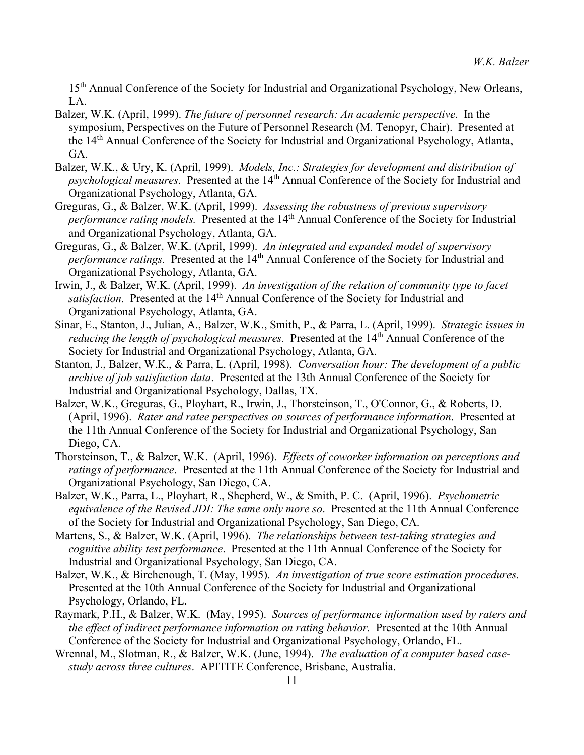15th Annual Conference of the Society for Industrial and Organizational Psychology, New Orleans, LA.

Balzer, W.K. (April, 1999). *The future of personnel research: An academic perspective*. In the symposium, Perspectives on the Future of Personnel Research (M. Tenopyr, Chair). Presented at the 14th Annual Conference of the Society for Industrial and Organizational Psychology, Atlanta, GA.

Balzer, W.K., & Ury, K. (April, 1999). *Models, Inc.: Strategies for development and distribution of psychological measures*. Presented at the 14th Annual Conference of the Society for Industrial and Organizational Psychology, Atlanta, GA.

Greguras, G., & Balzer, W.K. (April, 1999). *Assessing the robustness of previous supervisory performance rating models.* Presented at the 14th Annual Conference of the Society for Industrial and Organizational Psychology, Atlanta, GA.

Greguras, G., & Balzer, W.K. (April, 1999). *An integrated and expanded model of supervisory performance ratings.* Presented at the 14th Annual Conference of the Society for Industrial and Organizational Psychology, Atlanta, GA.

Irwin, J., & Balzer, W.K. (April, 1999). *An investigation of the relation of community type to facet satisfaction.* Presented at the 14th Annual Conference of the Society for Industrial and Organizational Psychology, Atlanta, GA.

Sinar, E., Stanton, J., Julian, A., Balzer, W.K., Smith, P., & Parra, L. (April, 1999). *Strategic issues in reducing the length of psychological measures.* Presented at the 14th Annual Conference of the Society for Industrial and Organizational Psychology, Atlanta, GA.

Stanton, J., Balzer, W.K., & Parra, L. (April, 1998). *Conversation hour: The development of a public archive of job satisfaction data*. Presented at the 13th Annual Conference of the Society for Industrial and Organizational Psychology, Dallas, TX.

Balzer, W.K., Greguras, G., Ployhart, R., Irwin, J., Thorsteinson, T., O'Connor, G., & Roberts, D. (April, 1996). *Rater and ratee perspectives on sources of performance information*. Presented at the 11th Annual Conference of the Society for Industrial and Organizational Psychology, San Diego, CA.

Thorsteinson, T., & Balzer, W.K. (April, 1996). *Effects of coworker information on perceptions and ratings of performance*. Presented at the 11th Annual Conference of the Society for Industrial and Organizational Psychology, San Diego, CA.

Balzer, W.K., Parra, L., Ployhart, R., Shepherd, W., & Smith, P. C. (April, 1996). *Psychometric equivalence of the Revised JDI: The same only more so*. Presented at the 11th Annual Conference of the Society for Industrial and Organizational Psychology, San Diego, CA.

Martens, S., & Balzer, W.K. (April, 1996). *The relationships between test-taking strategies and cognitive ability test performance*. Presented at the 11th Annual Conference of the Society for Industrial and Organizational Psychology, San Diego, CA.

Balzer, W.K., & Birchenough, T. (May, 1995). *An investigation of true score estimation procedures.* Presented at the 10th Annual Conference of the Society for Industrial and Organizational Psychology, Orlando, FL.

Raymark, P.H., & Balzer, W.K. (May, 1995). *Sources of performance information used by raters and the effect of indirect performance information on rating behavior.* Presented at the 10th Annual Conference of the Society for Industrial and Organizational Psychology, Orlando, FL.

Wrennal, M., Slotman, R., & Balzer, W.K. (June, 1994). *The evaluation of a computer based case-study across three cultures*. APITITE Conference, Brisbane, Australia.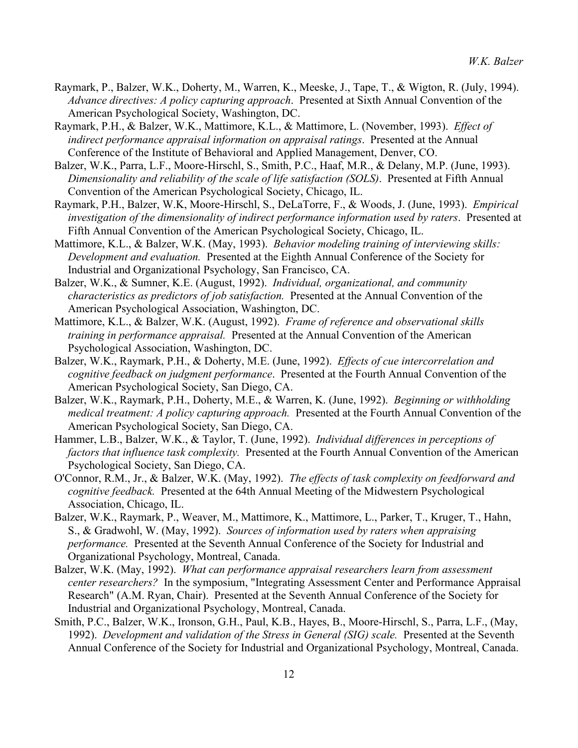Raymark, P., Balzer, W.K., Doherty, M., Warren, K., Meeske, J., Tape, T., & Wigton, R. (July, 1994). *Advance directives: A policy capturing approach*. Presented at Sixth Annual Convention of the American Psychological Society, Washington, DC.

Raymark, P.H., & Balzer, W.K., Mattimore, K.L., & Mattimore, L. (November, 1993). *Effect of indirect performance appraisal information on appraisal ratings*. Presented at the Annual Conference of the Institute of Behavioral and Applied Management, Denver, CO.

Balzer, W.K., Parra, L.F., Moore-Hirschl, S., Smith, P.C., Haaf, M.R., & Delany, M.P. (June, 1993). *Dimensionality and reliability of the scale of life satisfaction (SOLS)*. Presented at Fifth Annual Convention of the American Psychological Society, Chicago, IL.

Raymark, P.H., Balzer, W.K, Moore-Hirschl, S., DeLaTorre, F., & Woods, J. (June, 1993). *Empirical investigation of the dimensionality of indirect performance information used by raters*. Presented at Fifth Annual Convention of the American Psychological Society, Chicago, IL.

Mattimore, K.L., & Balzer, W.K. (May, 1993). *Behavior modeling training of interviewing skills: Development and evaluation.* Presented at the Eighth Annual Conference of the Society for Industrial and Organizational Psychology, San Francisco, CA.

Balzer, W.K., & Sumner, K.E. (August, 1992). *Individual, organizational, and community characteristics as predictors of job satisfaction.* Presented at the Annual Convention of the American Psychological Association, Washington, DC.

Mattimore, K.L., & Balzer, W.K. (August, 1992). *Frame of reference and observational skills training in performance appraisal.* Presented at the Annual Convention of the American Psychological Association, Washington, DC.

Balzer, W.K., Raymark, P.H., & Doherty, M.E. (June, 1992). *Effects of cue intercorrelation and cognitive feedback on judgment performance*. Presented at the Fourth Annual Convention of the American Psychological Society, San Diego, CA.

Balzer, W.K., Raymark, P.H., Doherty, M.E., & Warren, K. (June, 1992). *Beginning or withholding medical treatment: A policy capturing approach.* Presented at the Fourth Annual Convention of the American Psychological Society, San Diego, CA.

Hammer, L.B., Balzer, W.K., & Taylor, T. (June, 1992). *Individual differences in perceptions of factors that influence task complexity.* Presented at the Fourth Annual Convention of the American Psychological Society, San Diego, CA.

O'Connor, R.M., Jr., & Balzer, W.K. (May, 1992). *The effects of task complexity on feedforward and cognitive feedback.* Presented at the 64th Annual Meeting of the Midwestern Psychological Association, Chicago, IL.

Balzer, W.K., Raymark, P., Weaver, M., Mattimore, K., Mattimore, L., Parker, T., Kruger, T., Hahn, S., & Gradwohl, W. (May, 1992). *Sources of information used by raters when appraising performance.* Presented at the Seventh Annual Conference of the Society for Industrial and Organizational Psychology, Montreal, Canada.

Balzer, W.K. (May, 1992). *What can performance appraisal researchers learn from assessment center researchers?* In the symposium, "Integrating Assessment Center and Performance Appraisal Research" (A.M. Ryan, Chair). Presented at the Seventh Annual Conference of the Society for Industrial and Organizational Psychology, Montreal, Canada.

Smith, P.C., Balzer, W.K., Ironson, G.H., Paul, K.B., Hayes, B., Moore-Hirschl, S., Parra, L.F., (May, 1992). *Development and validation of the Stress in General (SIG) scale.* Presented at the Seventh Annual Conference of the Society for Industrial and Organizational Psychology, Montreal, Canada.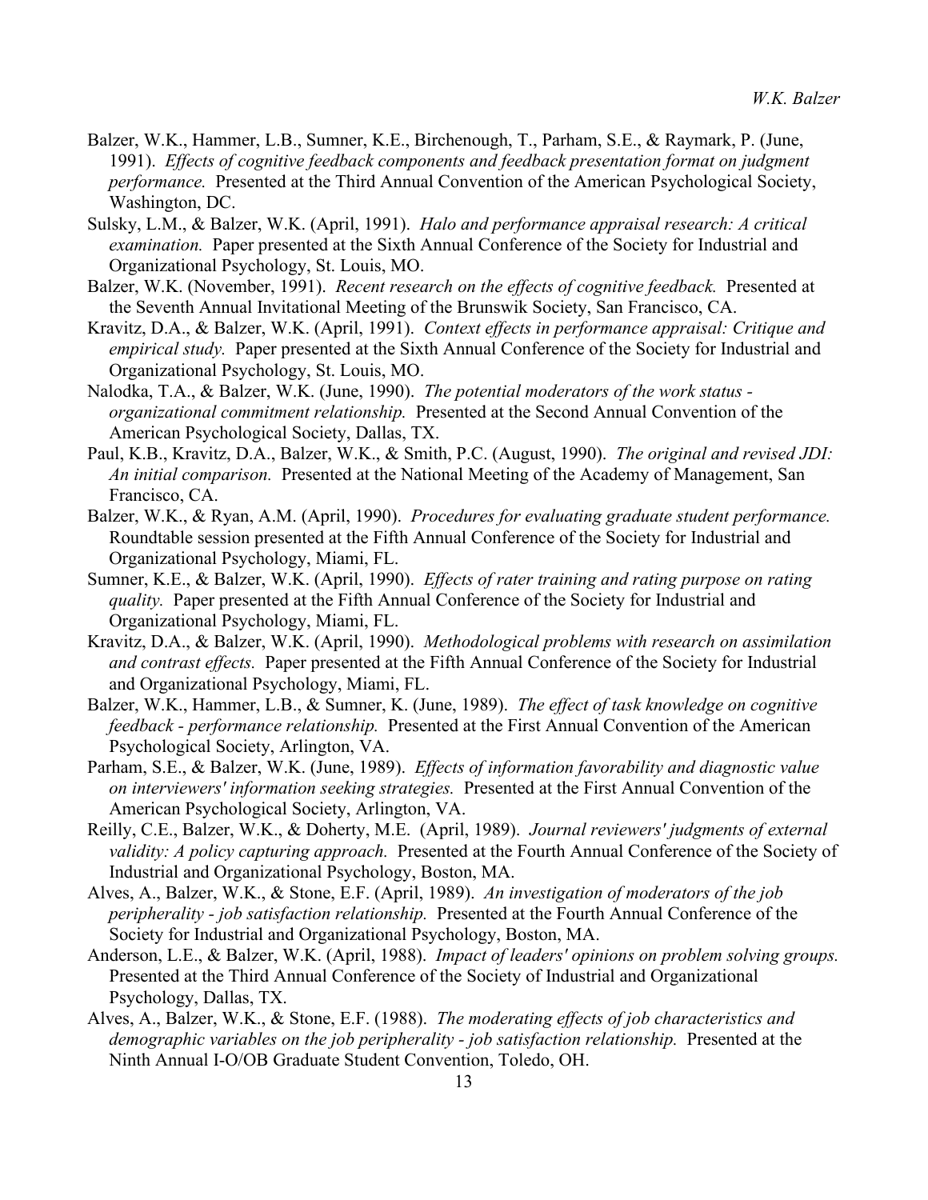Balzer, W.K., Hammer, L.B., Sumner, K.E., Birchenough, T., Parham, S.E., & Raymark, P. (June, 1991). *Effects of cognitive feedback components and feedback presentation format on judgment performance.* Presented at the Third Annual Convention of the American Psychological Society, Washington, DC.

Sulsky, L.M., & Balzer, W.K. (April, 1991). *Halo and performance appraisal research: A critical examination.* Paper presented at the Sixth Annual Conference of the Society for Industrial and Organizational Psychology, St. Louis, MO.

Balzer, W.K. (November, 1991). *Recent research on the effects of cognitive feedback.* Presented at the Seventh Annual Invitational Meeting of the Brunswik Society, San Francisco, CA.

Kravitz, D.A., & Balzer, W.K. (April, 1991). *Context effects in performance appraisal: Critique and empirical study.* Paper presented at the Sixth Annual Conference of the Society for Industrial and Organizational Psychology, St. Louis, MO.

Nalodka, T.A., & Balzer, W.K. (June, 1990). *The potential moderators of the work status - organizational commitment relationship.* Presented at the Second Annual Convention of the American Psychological Society, Dallas, TX.

Paul, K.B., Kravitz, D.A., Balzer, W.K., & Smith, P.C. (August, 1990). *The original and revised JDI: An initial comparison.* Presented at the National Meeting of the Academy of Management, San Francisco, CA.

Balzer, W.K., & Ryan, A.M. (April, 1990). *Procedures for evaluating graduate student performance.* Roundtable session presented at the Fifth Annual Conference of the Society for Industrial and Organizational Psychology, Miami, FL.

Sumner, K.E., & Balzer, W.K. (April, 1990). *Effects of rater training and rating purpose on rating quality.* Paper presented at the Fifth Annual Conference of the Society for Industrial and Organizational Psychology, Miami, FL.

Kravitz, D.A., & Balzer, W.K. (April, 1990). *Methodological problems with research on assimilation and contrast effects.* Paper presented at the Fifth Annual Conference of the Society for Industrial and Organizational Psychology, Miami, FL.

Balzer, W.K., Hammer, L.B., & Sumner, K. (June, 1989). *The effect of task knowledge on cognitive feedback - performance relationship.* Presented at the First Annual Convention of the American Psychological Society, Arlington, VA.

Parham, S.E., & Balzer, W.K. (June, 1989). *Effects of information favorability and diagnostic value on interviewers' information seeking strategies.* Presented at the First Annual Convention of the American Psychological Society, Arlington, VA.

Reilly, C.E., Balzer, W.K., & Doherty, M.E. (April, 1989). *Journal reviewers' judgments of external validity: A policy capturing approach.* Presented at the Fourth Annual Conference of the Society of Industrial and Organizational Psychology, Boston, MA.

Alves, A., Balzer, W.K., & Stone, E.F. (April, 1989). *An investigation of moderators of the job peripherality - job satisfaction relationship.* Presented at the Fourth Annual Conference of the Society for Industrial and Organizational Psychology, Boston, MA.

Anderson, L.E., & Balzer, W.K. (April, 1988). *Impact of leaders' opinions on problem solving groups.* Presented at the Third Annual Conference of the Society of Industrial and Organizational Psychology, Dallas, TX.

Alves, A., Balzer, W.K., & Stone, E.F. (1988). *The moderating effects of job characteristics and demographic variables on the job peripherality - job satisfaction relationship.* Presented at the Ninth Annual I-O/OB Graduate Student Convention, Toledo, OH.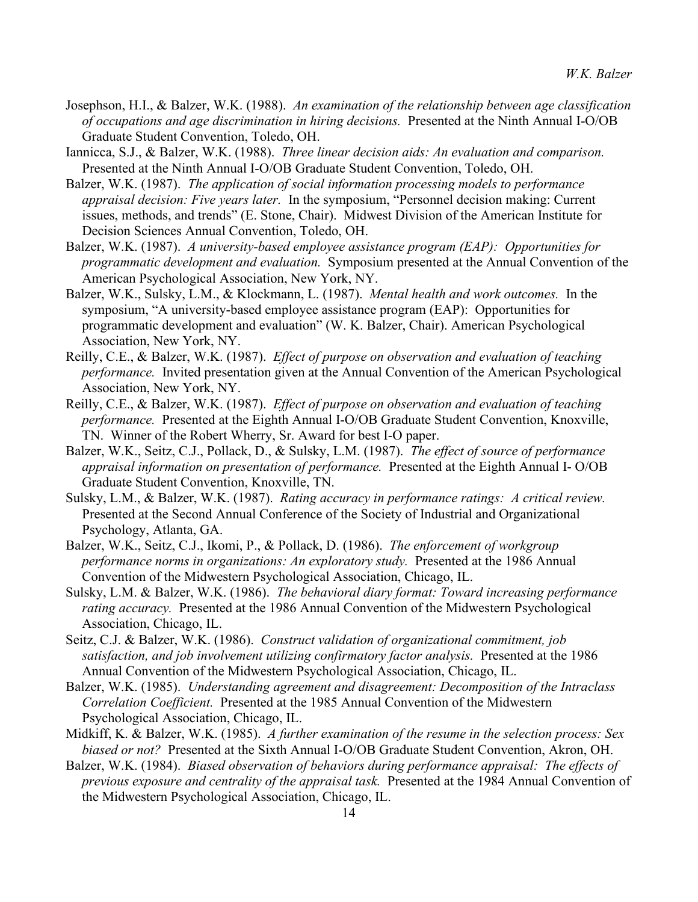Josephson, H.I., & Balzer, W.K. (1988). *An examination of the relationship between age classification of occupations and age discrimination in hiring decisions.* Presented at the Ninth Annual I-O/OB Graduate Student Convention, Toledo, OH.

Iannicca, S.J., & Balzer, W.K. (1988). *Three linear decision aids: An evaluation and comparison.* Presented at the Ninth Annual I-O/OB Graduate Student Convention, Toledo, OH.

Balzer, W.K. (1987). *The application of social information processing models to performance appraisal decision: Five years later.* In the symposium, "Personnel decision making: Current issues, methods, and trends" (E. Stone, Chair). Midwest Division of the American Institute for Decision Sciences Annual Convention, Toledo, OH.

Balzer, W.K. (1987). *A university-based employee assistance program (EAP): Opportunities for programmatic development and evaluation.* Symposium presented at the Annual Convention of the American Psychological Association, New York, NY.

Balzer, W.K., Sulsky, L.M., & Klockmann, L. (1987). *Mental health and work outcomes.* In the symposium, "A university-based employee assistance program (EAP): Opportunities for programmatic development and evaluation" (W. K. Balzer, Chair). American Psychological Association, New York, NY.

Reilly, C.E., & Balzer, W.K. (1987). *Effect of purpose on observation and evaluation of teaching performance.* Invited presentation given at the Annual Convention of the American Psychological Association, New York, NY.

Reilly, C.E., & Balzer, W.K. (1987). *Effect of purpose on observation and evaluation of teaching performance.* Presented at the Eighth Annual I-O/OB Graduate Student Convention, Knoxville, TN. Winner of the Robert Wherry, Sr. Award for best I-O paper.

Balzer, W.K., Seitz, C.J., Pollack, D., & Sulsky, L.M. (1987). *The effect of source of performance appraisal information on presentation of performance.* Presented at the Eighth Annual I- O/OB Graduate Student Convention, Knoxville, TN.

Sulsky, L.M., & Balzer, W.K. (1987). *Rating accuracy in performance ratings: A critical review.* Presented at the Second Annual Conference of the Society of Industrial and Organizational Psychology, Atlanta, GA.

Balzer, W.K., Seitz, C.J., Ikomi, P., & Pollack, D. (1986). *The enforcement of workgroup performance norms in organizations: An exploratory study.* Presented at the 1986 Annual Convention of the Midwestern Psychological Association, Chicago, IL.

Sulsky, L.M. & Balzer, W.K. (1986). *The behavioral diary format: Toward increasing performance rating accuracy.* Presented at the 1986 Annual Convention of the Midwestern Psychological Association, Chicago, IL.

Seitz, C.J. & Balzer, W.K. (1986). *Construct validation of organizational commitment, job satisfaction, and job involvement utilizing confirmatory factor analysis.* Presented at the 1986 Annual Convention of the Midwestern Psychological Association, Chicago, IL.

Balzer, W.K. (1985). *Understanding agreement and disagreement: Decomposition of the Intraclass Correlation Coefficient.* Presented at the 1985 Annual Convention of the Midwestern Psychological Association, Chicago, IL.

Midkiff, K. & Balzer, W.K. (1985). *A further examination of the resume in the selection process: Sex biased or not?* Presented at the Sixth Annual I-O/OB Graduate Student Convention, Akron, OH.

Balzer, W.K. (1984). *Biased observation of behaviors during performance appraisal: The effects of previous exposure and centrality of the appraisal task.* Presented at the 1984 Annual Convention of the Midwestern Psychological Association, Chicago, IL.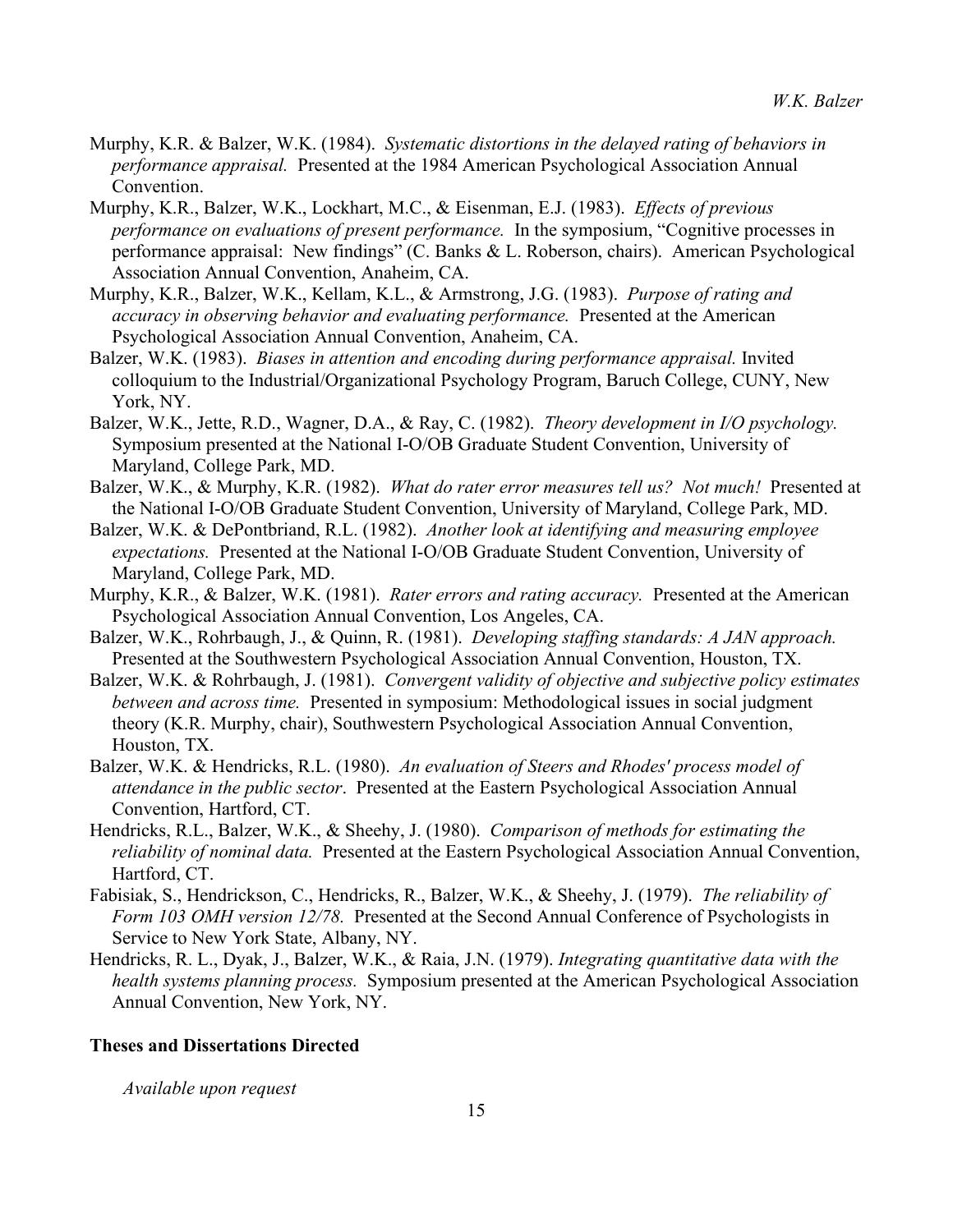Murphy, K.R. & Balzer, W.K. (1984). *Systematic distortions in the delayed rating of behaviors in performance appraisal.* Presented at the 1984 American Psychological Association Annual Convention.

Murphy, K.R., Balzer, W.K., Lockhart, M.C., & Eisenman, E.J. (1983). *Effects of previous performance on evaluations of present performance.* In the symposium, "Cognitive processes in performance appraisal: New findings" (C. Banks & L. Roberson, chairs). American Psychological Association Annual Convention, Anaheim, CA.

Murphy, K.R., Balzer, W.K., Kellam, K.L., & Armstrong, J.G. (1983). *Purpose of rating and accuracy in observing behavior and evaluating performance.* Presented at the American Psychological Association Annual Convention, Anaheim, CA.

Balzer, W.K. (1983). *Biases in attention and encoding during performance appraisal.* Invited colloquium to the Industrial/Organizational Psychology Program, Baruch College, CUNY, New York, NY.

Balzer, W.K., Jette, R.D., Wagner, D.A., & Ray, C. (1982). *Theory development in I/O psychology.* Symposium presented at the National I-O/OB Graduate Student Convention, University of Maryland, College Park, MD.

Balzer, W.K., & Murphy, K.R. (1982). *What do rater error measures tell us? Not much!* Presented at the National I-O/OB Graduate Student Convention, University of Maryland, College Park, MD.

Balzer, W.K. & DePontbriand, R.L. (1982). *Another look at identifying and measuring employee expectations.* Presented at the National I-O/OB Graduate Student Convention, University of Maryland, College Park, MD.

Murphy, K.R., & Balzer, W.K. (1981). *Rater errors and rating accuracy.* Presented at the American Psychological Association Annual Convention, Los Angeles, CA.

Balzer, W.K., Rohrbaugh, J., & Quinn, R. (1981). *Developing staffing standards: A JAN approach.* Presented at the Southwestern Psychological Association Annual Convention, Houston, TX.

Balzer, W.K. & Rohrbaugh, J. (1981). *Convergent validity of objective and subjective policy estimates between and across time.* Presented in symposium: Methodological issues in social judgment theory (K.R. Murphy, chair), Southwestern Psychological Association Annual Convention, Houston, TX.

Balzer, W.K. & Hendricks, R.L. (1980). *An evaluation of Steers and Rhodes' process model of attendance in the public sector*. Presented at the Eastern Psychological Association Annual Convention, Hartford, CT.

Hendricks, R.L., Balzer, W.K., & Sheehy, J. (1980). *Comparison of methods for estimating the reliability of nominal data.* Presented at the Eastern Psychological Association Annual Convention, Hartford, CT.

Fabisiak, S., Hendrickson, C., Hendricks, R., Balzer, W.K., & Sheehy, J. (1979). *The reliability of Form 103 OMH version 12/78.* Presented at the Second Annual Conference of Psychologists in Service to New York State, Albany, NY.

Hendricks, R. L., Dyak, J., Balzer, W.K., & Raia, J.N. (1979). *Integrating quantitative data with the health systems planning process.* Symposium presented at the American Psychological Association Annual Convention, New York, NY.

## Theses and Dissertations Directed

*Available upon request*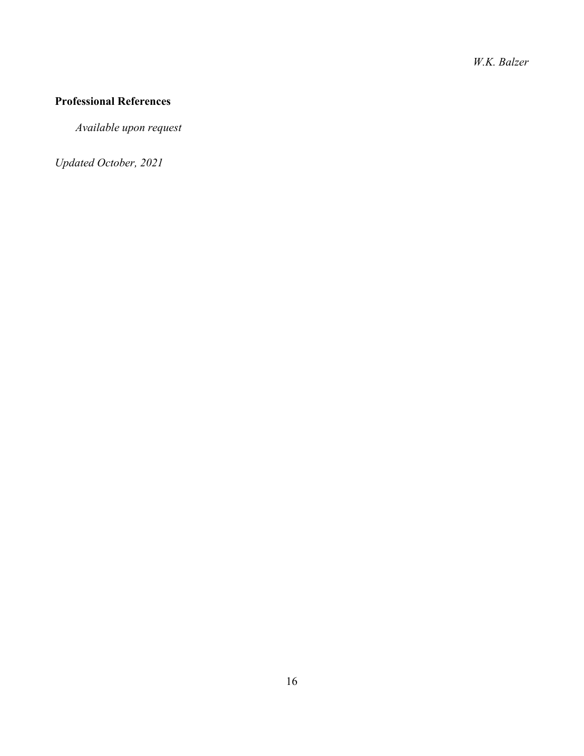**Professional References**

*Available upon request*

*Updated October, 2021*